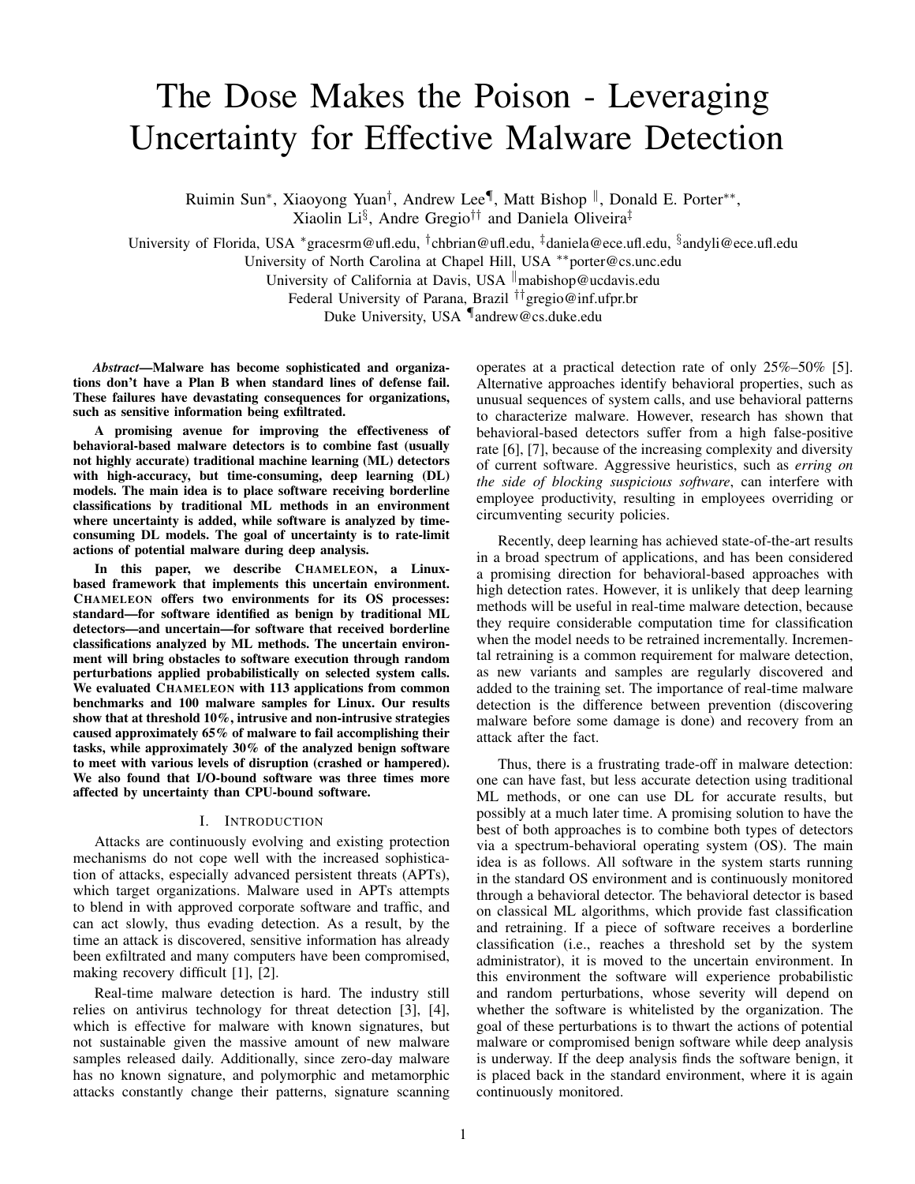# The Dose Makes the Poison - Leveraging Uncertainty for Effective Malware Detection

Ruimin Sun*, Xiaoyong Yuan†, Andrew Lee¶, Matt Bishop ‖, Donald E. Porter**, Xiaolin Li§, Andre Gregio†† and Daniela Oliveira‡

University of Florida, USA *gracesrm@ufl.edu, †chbrian@ufl.edu, ‡daniela@ece.ufl.edu, §andyli@ece.ufl.edu
University of North Carolina at Chapel Hill, USA **porter@cs.unc.edu
University of California at Davis, USA ‖mabishop@ucdavis.edu
Federal University of Parana, Brazil ††gregio@inf.ufpr.br
Duke University, USA ¶andrew@cs.duke.edu

***Abstract*—Malware has become sophisticated and organizations don't have a Plan B when standard lines of defense fail. These failures have devastating consequences for organizations, such as sensitive information being exfiltrated.**

**A promising avenue for improving the effectiveness of behavioral-based malware detectors is to combine fast (usually not highly accurate) traditional machine learning (ML) detectors with high-accuracy, but time-consuming, deep learning (DL) models. The main idea is to place software receiving borderline classifications by traditional ML methods in an environment where uncertainty is added, while software is analyzed by time-consuming DL models. The goal of uncertainty is to rate-limit actions of potential malware during deep analysis.**

**In this paper, we describe CHAMELEON, a Linux-based framework that implements this uncertain environment. CHAMELEON offers two environments for its OS processes: standard—for software identified as benign by traditional ML detectors—and uncertain—for software that received borderline classifications analyzed by ML methods. The uncertain environment will bring obstacles to software execution through random perturbations applied probabilistically on selected system calls. We evaluated CHAMELEON with 113 applications from common benchmarks and 100 malware samples for Linux. Our results show that at threshold 10%, intrusive and non-intrusive strategies caused approximately 65% of malware to fail accomplishing their tasks, while approximately 30% of the analyzed benign software to meet with various levels of disruption (crashed or hampered). We also found that I/O-bound software was three times more affected by uncertainty than CPU-bound software.**

## I. INTRODUCTION

Attacks are continuously evolving and existing protection mechanisms do not cope well with the increased sophistication of attacks, especially advanced persistent threats (APTs), which target organizations. Malware used in APTs attempts to blend in with approved corporate software and traffic, and can act slowly, thus evading detection. As a result, by the time an attack is discovered, sensitive information has already been exfiltrated and many computers have been compromised, making recovery difficult [1], [2].

Real-time malware detection is hard. The industry still relies on antivirus technology for threat detection [3], [4], which is effective for malware with known signatures, but not sustainable given the massive amount of new malware samples released daily. Additionally, since zero-day malware has no known signature, and polymorphic and metamorphic attacks constantly change their patterns, signature scanning operates at a practical detection rate of only 25%–50% [5]. Alternative approaches identify behavioral properties, such as unusual sequences of system calls, and use behavioral patterns to characterize malware. However, research has shown that behavioral-based detectors suffer from a high false-positive rate [6], [7], because of the increasing complexity and diversity of current software. Aggressive heuristics, such as *erring on the side of blocking suspicious software*, can interfere with employee productivity, resulting in employees overriding or circumventing security policies.

Recently, deep learning has achieved state-of-the-art results in a broad spectrum of applications, and has been considered a promising direction for behavioral-based approaches with high detection rates. However, it is unlikely that deep learning methods will be useful in real-time malware detection, because they require considerable computation time for classification when the model needs to be retrained incrementally. Incremental retraining is a common requirement for malware detection, as new variants and samples are regularly discovered and added to the training set. The importance of real-time malware detection is the difference between prevention (discovering malware before some damage is done) and recovery from an attack after the fact.

Thus, there is a frustrating trade-off in malware detection: one can have fast, but less accurate detection using traditional ML methods, or one can use DL for accurate results, but possibly at a much later time. A promising solution to have the best of both approaches is to combine both types of detectors via a spectrum-behavioral operating system (OS). The main idea is as follows. All software in the system starts running in the standard OS environment and is continuously monitored through a behavioral detector. The behavioral detector is based on classical ML algorithms, which provide fast classification and retraining. If a piece of software receives a borderline classification (i.e., reaches a threshold set by the system administrator), it is moved to the uncertain environment. In this environment the software will experience probabilistic and random perturbations, whose severity will depend on whether the software is whitelisted by the organization. The goal of these perturbations is to thwart the actions of potential malware or compromised benign software while deep analysis is underway. If the deep analysis finds the software benign, it is placed back in the standard environment, where it is again continuously monitored.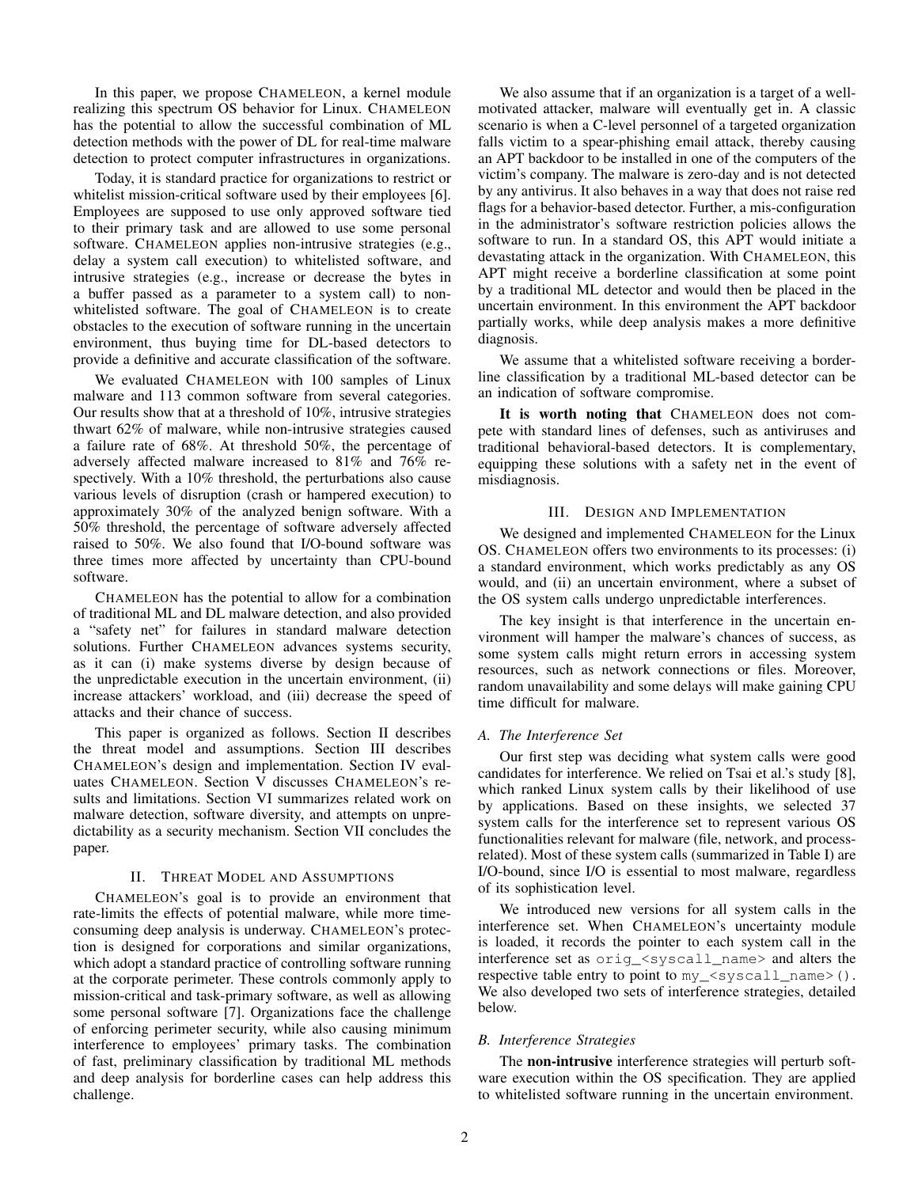In this paper, we propose CHAMELEON, a kernel module realizing this spectrum OS behavior for Linux. CHAMELEON has the potential to allow the successful combination of ML detection methods with the power of DL for real-time malware detection to protect computer infrastructures in organizations.

Today, it is standard practice for organizations to restrict or whitelist mission-critical software used by their employees [6]. Employees are supposed to use only approved software tied to their primary task and are allowed to use some personal software. CHAMELEON applies non-intrusive strategies (e.g., delay a system call execution) to whitelisted software, and intrusive strategies (e.g., increase or decrease the bytes in a buffer passed as a parameter to a system call) to non-whitelisted software. The goal of CHAMELEON is to create obstacles to the execution of software running in the uncertain environment, thus buying time for DL-based detectors to provide a definitive and accurate classification of the software.

We evaluated CHAMELEON with 100 samples of Linux malware and 113 common software from several categories. Our results show that at a threshold of 10%, intrusive strategies thwart 62% of malware, while non-intrusive strategies caused a failure rate of 68%. At threshold 50%, the percentage of adversely affected malware increased to 81% and 76% respectively. With a 10% threshold, the perturbations also cause various levels of disruption (crash or hampered execution) to approximately 30% of the analyzed benign software. With a 50% threshold, the percentage of software adversely affected raised to 50%. We also found that I/O-bound software was three times more affected by uncertainty than CPU-bound software.

CHAMELEON has the potential to allow for a combination of traditional ML and DL malware detection, and also provided a "safety net" for failures in standard malware detection solutions. Further CHAMELEON advances systems security, as it can (i) make systems diverse by design because of the unpredictable execution in the uncertain environment, (ii) increase attackers' workload, and (iii) decrease the speed of attacks and their chance of success.

This paper is organized as follows. Section II describes the threat model and assumptions. Section III describes CHAMELEON's design and implementation. Section IV evaluates CHAMELEON. Section V discusses CHAMELEON's results and limitations. Section VI summarizes related work on malware detection, software diversity, and attempts on unpredictability as a security mechanism. Section VII concludes the paper.

## II. Threat Model and Assumptions

CHAMELEON's goal is to provide an environment that rate-limits the effects of potential malware, while more time-consuming deep analysis is underway. CHAMELEON's protection is designed for corporations and similar organizations, which adopt a standard practice of controlling software running at the corporate perimeter. These controls commonly apply to mission-critical and task-primary software, as well as allowing some personal software [7]. Organizations face the challenge of enforcing perimeter security, while also causing minimum interference to employees' primary tasks. The combination of fast, preliminary classification by traditional ML methods and deep analysis for borderline cases can help address this challenge.

We also assume that if an organization is a target of a well-motivated attacker, malware will eventually get in. A classic scenario is when a C-level personnel of a targeted organization falls victim to a spear-phishing email attack, thereby causing an APT backdoor to be installed in one of the computers of the victim's company. The malware is zero-day and is not detected by any antivirus. It also behaves in a way that does not raise red flags for a behavior-based detector. Further, a mis-configuration in the administrator's software restriction policies allows the software to run. In a standard OS, this APT would initiate a devastating attack in the organization. With CHAMELEON, this APT might receive a borderline classification at some point by a traditional ML detector and would then be placed in the uncertain environment. In this environment the APT backdoor partially works, while deep analysis makes a more definitive diagnosis.

We assume that a whitelisted software receiving a borderline classification by a traditional ML-based detector can be an indication of software compromise.

**It is worth noting that** CHAMELEON does not compete with standard lines of defenses, such as antiviruses and traditional behavioral-based detectors. It is complementary, equipping these solutions with a safety net in the event of misdiagnosis.

## III. Design and Implementation

We designed and implemented CHAMELEON for the Linux OS. CHAMELEON offers two environments to its processes: (i) a standard environment, which works predictably as any OS would, and (ii) an uncertain environment, where a subset of the OS system calls undergo unpredictable interferences.

The key insight is that interference in the uncertain environment will hamper the malware's chances of success, as some system calls might return errors in accessing system resources, such as network connections or files. Moreover, random unavailability and some delays will make gaining CPU time difficult for malware.

### A. The Interference Set

Our first step was deciding what system calls were good candidates for interference. We relied on Tsai et al.'s study [8], which ranked Linux system calls by their likelihood of use by applications. Based on these insights, we selected 37 system calls for the interference set to represent various OS functionalities relevant for malware (file, network, and process-related). Most of these system calls (summarized in Table I) are I/O-bound, since I/O is essential to most malware, regardless of its sophistication level.

We introduced new versions for all system calls in the interference set. When CHAMELEON's uncertainty module is loaded, it records the pointer to each system call in the interference set as `orig_<syscall_name>` and alters the respective table entry to point to `my_<syscall_name>()`. We also developed two sets of interference strategies, detailed below.

### B. Interference Strategies

The **non-intrusive** interference strategies will perturb software execution within the OS specification. They are applied to whitelisted software running in the uncertain environment.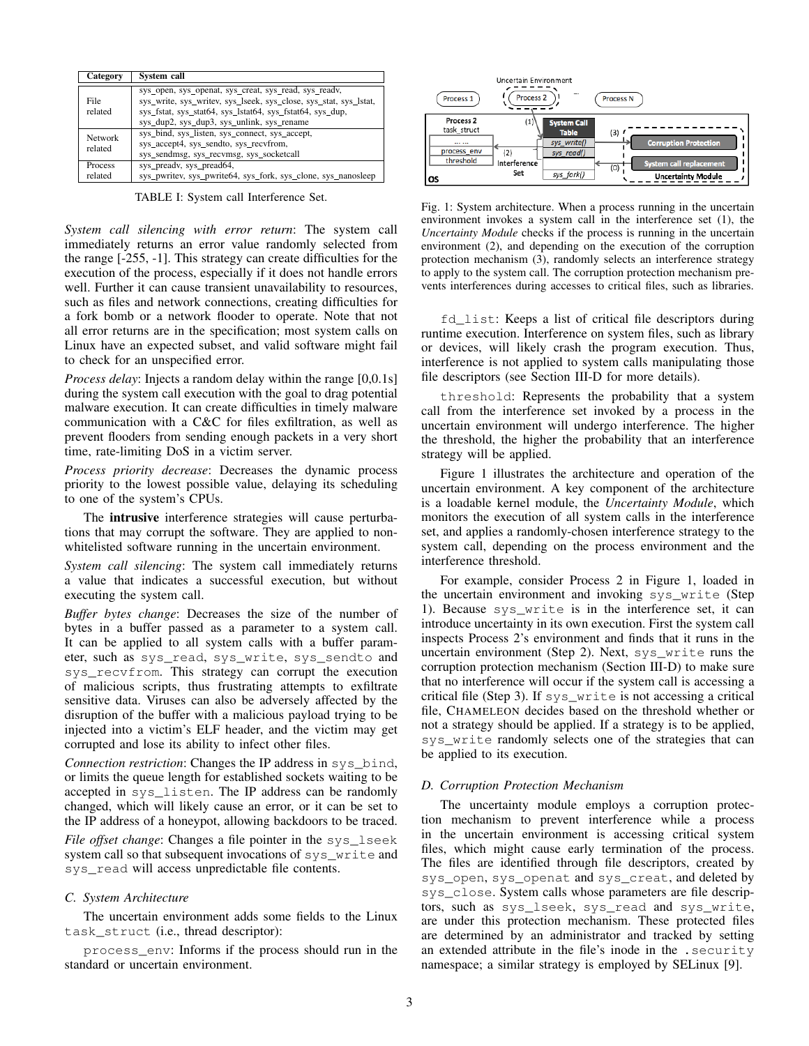| Category | System call |
|---|---|
| File related | sys_open, sys_openat, sys_creat, sys_read, sys_readv, sys_write, sys_writev, sys_lseek, sys_close, sys_stat, sys_lstat, sys_fstat, sys_stat64, sys_lstat64, sys_fstat64, sys_dup, sys_dup2, sys_dup3, sys_unlink, sys_rename |
| Network related | sys_bind, sys_listen, sys_connect, sys_accept, sys_accept4, sys_sendto, sys_recvfrom, sys_sendmsg, sys_recvmsg, sys_socketcall |
| Process related | sys_preadv, sys_pread64, sys_pwritev, sys_pwrite64, sys_fork, sys_clone, sys_nanosleep |

TABLE I: System call Interference Set.

*System call silencing with error return*: The system call immediately returns an error value randomly selected from the range [-255, -1]. This strategy can create difficulties for the execution of the process, especially if it does not handle errors well. Further it can cause transient unavailability to resources, such as files and network connections, creating difficulties for a fork bomb or a network flooder to operate. Note that not all error returns are in the specification; most system calls on Linux have an expected subset, and valid software might fail to check for an unspecified error.

*Process delay*: Injects a random delay within the range [0,0.1s] during the system call execution with the goal to drag potential malware execution. It can create difficulties in timely malware communication with a C&C for files exfiltration, as well as prevent flooders from sending enough packets in a very short time, rate-limiting DoS in a victim server.

*Process priority decrease*: Decreases the dynamic process priority to the lowest possible value, delaying its scheduling to one of the system's CPUs.

The **intrusive** interference strategies will cause perturbations that may corrupt the software. They are applied to non-whitelisted software running in the uncertain environment.

*System call silencing*: The system call immediately returns a value that indicates a successful execution, but without executing the system call.

*Buffer bytes change*: Decreases the size of the number of bytes in a buffer passed as a parameter to a system call. It can be applied to all system calls with a buffer parameter, such as `sys_read`, `sys_write`, `sys_sendto` and `sys_recvfrom`. This strategy can corrupt the execution of malicious scripts, thus frustrating attempts to exfiltrate sensitive data. Viruses can also be adversely affected by the disruption of the buffer with a malicious payload trying to be injected into a victim's ELF header, and the victim may get corrupted and lose its ability to infect other files.

*Connection restriction*: Changes the IP address in `sys_bind`, or limits the queue length for established sockets waiting to be accepted in `sys_listen`. The IP address can be randomly changed, which will likely cause an error, or it can be set to the IP address of a honeypot, allowing backdoors to be traced.

*File offset change*: Changes a file pointer in the `sys_lseek` system call so that subsequent invocations of `sys_write` and `sys_read` will access unpredictable file contents.

### C. System Architecture

The uncertain environment adds some fields to the Linux `task_struct` (i.e., thread descriptor):

`process_env`: Informs if the process should run in the standard or uncertain environment.

Fig. 1: System architecture. When a process running in the uncertain environment invokes a system call in the interference set (1), the *Uncertainty Module* checks if the process is running in the uncertain environment (2), and depending on the execution of the corruption protection mechanism (3), randomly selects an interference strategy to apply to the system call. The corruption protection mechanism prevents interferences during accesses to critical files, such as libraries.

`fd_list`: Keeps a list of critical file descriptors during runtime execution. Interference on system files, such as library or devices, will likely crash the program execution. Thus, interference is not applied to system calls manipulating those file descriptors (see Section III-D for more details).

`threshold`: Represents the probability that a system call from the interference set invoked by a process in the uncertain environment will undergo interference. The higher the threshold, the higher the probability that an interference strategy will be applied.

Figure 1 illustrates the architecture and operation of the uncertain environment. A key component of the architecture is a loadable kernel module, the *Uncertainty Module*, which monitors the execution of all system calls in the interference set, and applies a randomly-chosen interference strategy to the system call, depending on the process environment and the interference threshold.

For example, consider Process 2 in Figure 1, loaded in the uncertain environment and invoking `sys_write` (Step 1). Because `sys_write` is in the interference set, it can introduce uncertainty in its own execution. First the system call inspects Process 2's environment and finds that it runs in the uncertain environment (Step 2). Next, `sys_write` runs the corruption protection mechanism (Section III-D) to make sure that no interference will occur if the system call is accessing a critical file (Step 3). If `sys_write` is not accessing a critical file, CHAMELEON decides based on the threshold whether or not a strategy should be applied. If a strategy is to be applied, `sys_write` randomly selects one of the strategies that can be applied to its execution.

### D. Corruption Protection Mechanism

The uncertainty module employs a corruption protection mechanism to prevent interference while a process in the uncertain environment is accessing critical system files, which might cause early termination of the process. The files are identified through file descriptors, created by `sys_open`, `sys_openat` and `sys_creat`, and deleted by `sys_close`. System calls whose parameters are file descriptors, such as `sys_lseek`, `sys_read` and `sys_write`, are under this protection mechanism. These protected files are determined by an administrator and tracked by setting an extended attribute in the file's inode in the `.security` namespace; a similar strategy is employed by SELinux [9].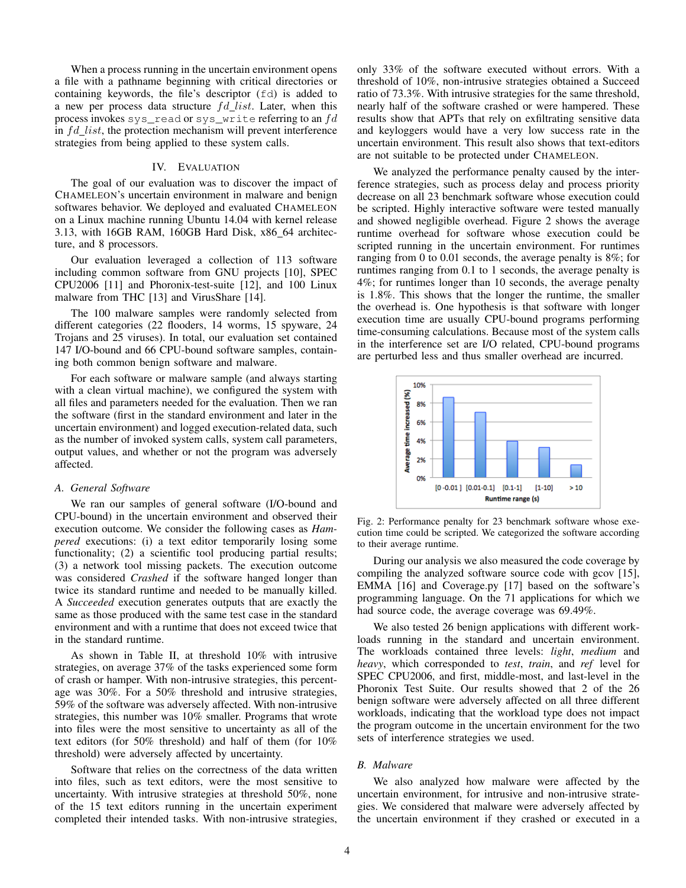When a process running in the uncertain environment opens a file with a pathname beginning with critical directories or containing keywords, the file's descriptor (`fd`) is added to a new per process data structure $fd\_list$. Later, when this process invokes `sys_read` or `sys_write` referring to an $fd$ in $fd\_list$, the protection mechanism will prevent interference strategies from being applied to these system calls.

## IV. Evaluation

The goal of our evaluation was to discover the impact of CHAMELEON's uncertain environment in malware and benign softwares behavior. We deployed and evaluated CHAMELEON on a Linux machine running Ubuntu 14.04 with kernel release 3.13, with 16GB RAM, 160GB Hard Disk, x86_64 architecture, and 8 processors.

Our evaluation leveraged a collection of 113 software including common software from GNU projects [10], SPEC CPU2006 [11] and Phoronix-test-suite [12], and 100 Linux malware from THC [13] and VirusShare [14].

The 100 malware samples were randomly selected from different categories (22 flooders, 14 worms, 15 spyware, 24 Trojans and 25 viruses). In total, our evaluation set contained 147 I/O-bound and 66 CPU-bound software samples, containing both common benign software and malware.

For each software or malware sample (and always starting with a clean virtual machine), we configured the system with all files and parameters needed for the evaluation. Then we ran the software (first in the standard environment and later in the uncertain environment) and logged execution-related data, such as the number of invoked system calls, system call parameters, output values, and whether or not the program was adversely affected.

### A. General Software

We ran our samples of general software (I/O-bound and CPU-bound) in the uncertain environment and observed their execution outcome. We consider the following cases as *Hampered* executions: (i) a text editor temporarily losing some functionality; (2) a scientific tool producing partial results; (3) a network tool missing packets. The execution outcome was considered *Crashed* if the software hanged longer than twice its standard runtime and needed to be manually killed. A *Succeeded* execution generates outputs that are exactly the same as those produced with the same test case in the standard environment and with a runtime that does not exceed twice that in the standard runtime.

As shown in Table II, at threshold 10% with intrusive strategies, on average 37% of the tasks experienced some form of crash or hamper. With non-intrusive strategies, this percentage was 30%. For a 50% threshold and intrusive strategies, 59% of the software was adversely affected. With non-intrusive strategies, this number was 10% smaller. Programs that wrote into files were the most sensitive to uncertainty as all of the text editors (for 50% threshold) and half of them (for 10% threshold) were adversely affected by uncertainty.

Software that relies on the correctness of the data written into files, such as text editors, were the most sensitive to uncertainty. With intrusive strategies at threshold 50%, none of the 15 text editors running in the uncertain experiment completed their intended tasks. With non-intrusive strategies, only 33% of the software executed without errors. With a threshold of 10%, non-intrusive strategies obtained a Succeed ratio of 73.3%. With intrusive strategies for the same threshold, nearly half of the software crashed or were hampered. These results show that APTs that rely on exfiltrating sensitive data and keyloggers would have a very low success rate in the uncertain environment. This result also shows that text-editors are not suitable to be protected under CHAMELEON.

We analyzed the performance penalty caused by the interference strategies, such as process delay and process priority decrease on all 23 benchmark software whose execution could be scripted. Highly interactive software were tested manually and showed negligible overhead. Figure 2 shows the average runtime overhead for software whose execution could be scripted running in the uncertain environment. For runtimes ranging from 0 to 0.01 seconds, the average penalty is 8%; for runtimes ranging from 0.1 to 1 seconds, the average penalty is 4%; for runtimes longer than 10 seconds, the average penalty is 1.8%. This shows that the longer the runtime, the smaller the overhead is. One hypothesis is that software with longer execution time are usually CPU-bound programs performing time-consuming calculations. Because most of the system calls in the interference set are I/O related, CPU-bound programs are perturbed less and thus smaller overhead are incurred.

Fig. 2: Performance penalty for 23 benchmark software whose execution time could be scripted. We categorized the software according to their average runtime.

During our analysis we also measured the code coverage by compiling the analyzed software source code with gcov [15], EMMA [16] and Coverage.py [17] based on the software's programming language. On the 71 applications for which we had source code, the average coverage was 69.49%.

We also tested 26 benign applications with different workloads running in the standard and uncertain environment. The workloads contained three levels: *light*, *medium* and *heavy*, which corresponded to *test*, *train*, and *ref* level for SPEC CPU2006, and first, middle-most, and last-level in the Phoronix Test Suite. Our results showed that 2 of the 26 benign software were adversely affected on all three different workloads, indicating that the workload type does not impact the program outcome in the uncertain environment for the two sets of interference strategies we used.

### B. Malware

We also analyzed how malware were affected by the uncertain environment, for intrusive and non-intrusive strategies. We considered that malware were adversely affected by the uncertain environment if they crashed or executed in a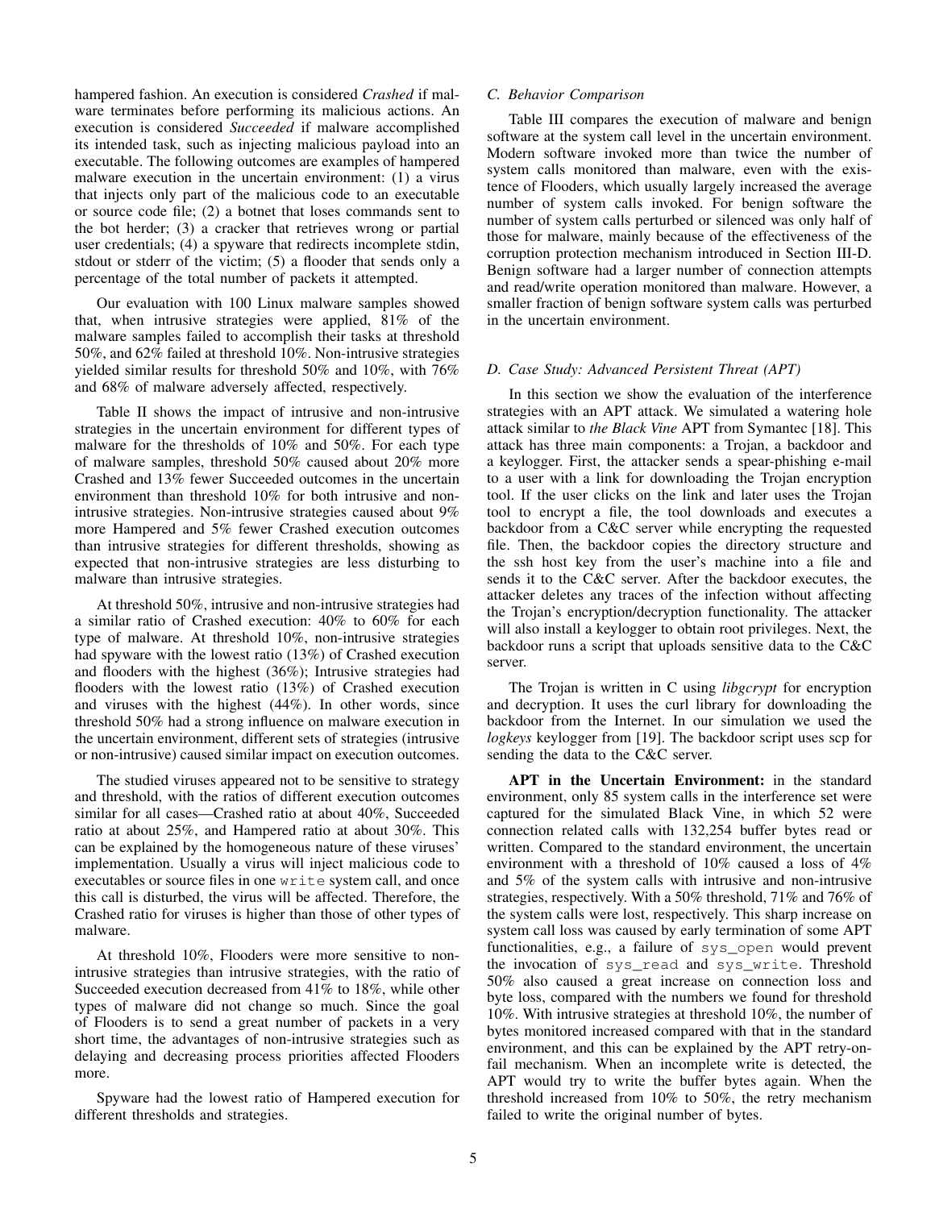hampered fashion. An execution is considered *Crashed* if malware terminates before performing its malicious actions. An execution is considered *Succeeded* if malware accomplished its intended task, such as injecting malicious payload into an executable. The following outcomes are examples of hampered malware execution in the uncertain environment: (1) a virus that injects only part of the malicious code to an executable or source code file; (2) a botnet that loses commands sent to the bot herder; (3) a cracker that retrieves wrong or partial user credentials; (4) a spyware that redirects incomplete stdin, stdout or stderr of the victim; (5) a flooder that sends only a percentage of the total number of packets it attempted.

Our evaluation with 100 Linux malware samples showed that, when intrusive strategies were applied, 81% of the malware samples failed to accomplish their tasks at threshold 50%, and 62% failed at threshold 10%. Non-intrusive strategies yielded similar results for threshold 50% and 10%, with 76% and 68% of malware adversely affected, respectively.

Table II shows the impact of intrusive and non-intrusive strategies in the uncertain environment for different types of malware for the thresholds of 10% and 50%. For each type of malware samples, threshold 50% caused about 20% more Crashed and 13% fewer Succeeded outcomes in the uncertain environment than threshold 10% for both intrusive and non-intrusive strategies. Non-intrusive strategies caused about 9% more Hampered and 5% fewer Crashed execution outcomes than intrusive strategies for different thresholds, showing as expected that non-intrusive strategies are less disturbing to malware than intrusive strategies.

At threshold 50%, intrusive and non-intrusive strategies had a similar ratio of Crashed execution: 40% to 60% for each type of malware. At threshold 10%, non-intrusive strategies had spyware with the lowest ratio (13%) of Crashed execution and flooders with the highest (36%); Intrusive strategies had flooders with the lowest ratio (13%) of Crashed execution and viruses with the highest (44%). In other words, since threshold 50% had a strong influence on malware execution in the uncertain environment, different sets of strategies (intrusive or non-intrusive) caused similar impact on execution outcomes.

The studied viruses appeared not to be sensitive to strategy and threshold, with the ratios of different execution outcomes similar for all cases—Crashed ratio at about 40%, Succeeded ratio at about 25%, and Hampered ratio at about 30%. This can be explained by the homogeneous nature of these viruses' implementation. Usually a virus will inject malicious code to executables or source files in `write` system call, and once this call is disturbed, the virus will be affected. Therefore, the Crashed ratio for viruses is higher than those of other types of malware.

At threshold 10%, Flooders were more sensitive to non-intrusive strategies than intrusive strategies, with the ratio of Succeeded execution decreased from 41% to 18%, while other types of malware did not change so much. Since the goal of Flooders is to send a great number of packets in a very short time, the advantages of non-intrusive strategies such as delaying and decreasing process priorities affected Flooders more.

Spyware had the lowest ratio of Hampered execution for different thresholds and strategies.

### C. Behavior Comparison

Table III compares the execution of malware and benign software at the system call level in the uncertain environment. Modern software invoked more than twice the number of system calls monitored than malware, even with the existence of Flooders, which usually largely increased the average number of system calls invoked. For benign software the number of system calls perturbed or silenced was only half of those for malware, mainly because of the effectiveness of the corruption protection mechanism introduced in Section III-D. Benign software had a larger number of connection attempts and read/write operation monitored than malware. However, a smaller fraction of benign software system calls was perturbed in the uncertain environment.

### D. Case Study: Advanced Persistent Threat (APT)

In this section we show the evaluation of the interference strategies with an APT attack. We simulated a watering hole attack similar to *the Black Vine* APT from Symantec [18]. This attack has three main components: a Trojan, a backdoor and a keylogger. First, the attacker sends a spear-phishing e-mail to a user with a link for downloading the Trojan encryption tool. If the user clicks on the link and later uses the Trojan tool to encrypt a file, the tool downloads and executes a backdoor from a C&C server while encrypting the requested file. Then, the backdoor copies the directory structure and the ssh host key from the user's machine into a file and sends it to the C&C server. After the backdoor executes, the attacker deletes any traces of the infection without affecting the Trojan's encryption/decryption functionality. The attacker will also install a keylogger to obtain root privileges. Next, the backdoor runs a script that uploads sensitive data to the C&C server.

The Trojan is written in C using *libgcrypt* for encryption and decryption. It uses the curl library for downloading the backdoor from the Internet. In our simulation we used the *logkeys* keylogger from [19]. The backdoor script uses scp for sending the data to the C&C server.

**APT in the Uncertain Environment:** in the standard environment, only 85 system calls in the interference set were captured for the simulated Black Vine, in which 52 were connection related calls with 132,254 buffer bytes read or written. Compared to the standard environment, the uncertain environment with a threshold of 10% caused a loss of 4% and 5% of the system calls with intrusive and non-intrusive strategies, respectively. With a 50% threshold, 71% and 76% of the system calls were lost, respectively. This sharp increase on system call loss was caused by early termination of some APT functionalities, e.g., a failure of `sys_open` would prevent the invocation of `sys_read` and `sys_write`. Threshold 50% also caused a great increase on connection loss and byte loss, compared with the numbers we found for threshold 10%. With intrusive strategies at threshold 10%, the number of bytes monitored increased compared with that in the standard environment, and this can be explained by the APT retry-on-fail mechanism. When an incomplete write is detected, the APT would try to write the buffer bytes again. When the threshold increased from 10% to 50%, the retry mechanism failed to write the original number of bytes.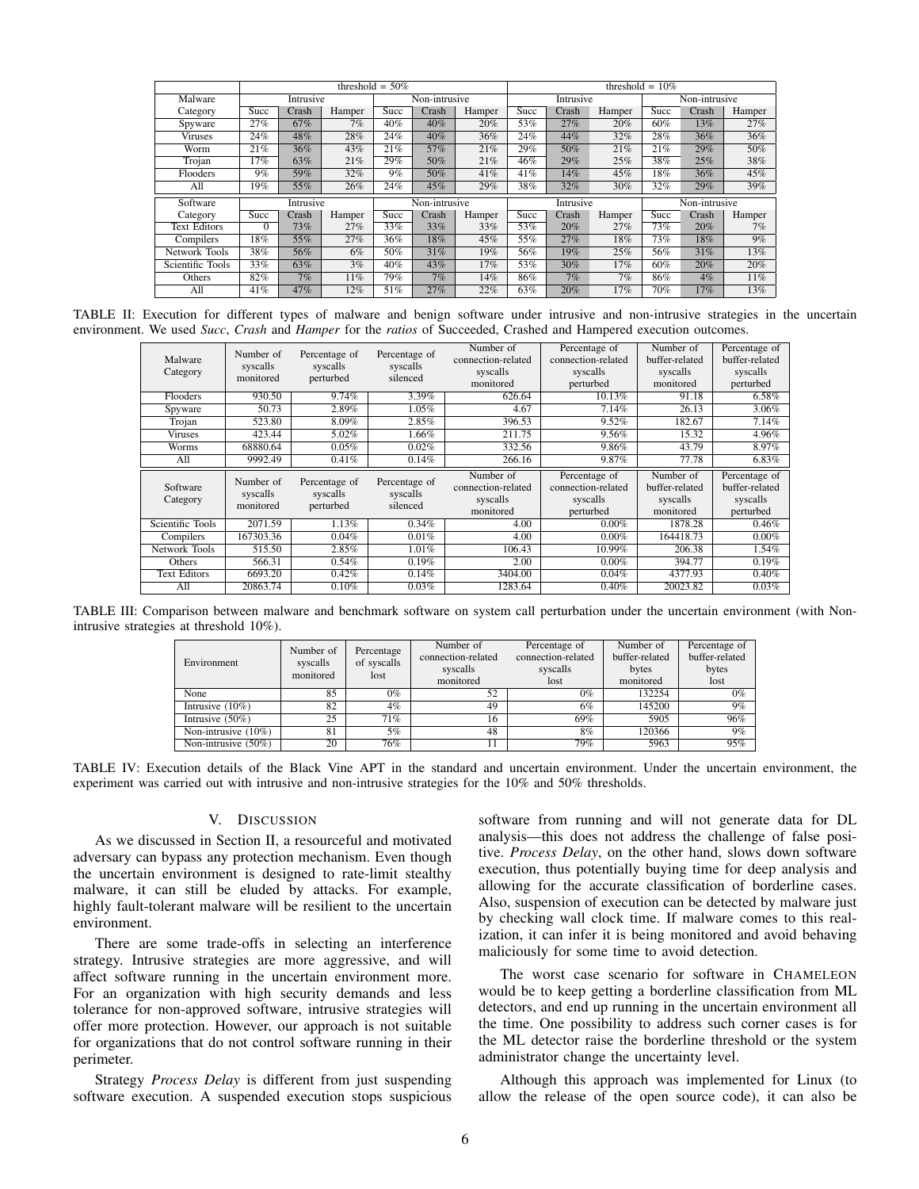| Malware | threshold = 50% | | | | | | threshold = 10% | | | | | |
|---|---|---|---|---|---|---|---|---|---|---|---|---|
| | Intrusive | | | Non-intrusive | | | Intrusive | | | Non-intrusive | | |
| Category | Succ | Crash | Hamper | Succ | Crash | Hamper | Succ | Crash | Hamper | Succ | Crash | Hamper |
| Spyware | 27% | 67% | 7% | 40% | 40% | 20% | 53% | 27% | 20% | 60% | 13% | 27% |
| Viruses | 24% | 48% | 28% | 24% | 40% | 36% | 24% | 44% | 32% | 28% | 36% | 36% |
| Worm | 21% | 36% | 43% | 21% | 57% | 21% | 29% | 50% | 21% | 21% | 29% | 50% |
| Trojan | 17% | 63% | 21% | 29% | 50% | 21% | 46% | 29% | 25% | 38% | 25% | 38% |
| Flooders | 9% | 59% | 32% | 9% | 50% | 41% | 41% | 14% | 45% | 18% | 36% | 45% |
| All | 19% | 55% | 26% | 24% | 45% | 29% | 38% | 32% | 30% | 32% | 29% | 39% |
| Software | Intrusive | | | Non-intrusive | | | Intrusive | | | Non-intrusive | | |
| Category | Succ | Crash | Hamper | Succ | Crash | Hamper | Succ | Crash | Hamper | Succ | Crash | Hamper |
| Text Editors | 0 | 73% | 27% | 33% | 33% | 33% | 53% | 20% | 27% | 73% | 20% | 7% |
| Compilers | 18% | 55% | 27% | 36% | 18% | 45% | 55% | 27% | 18% | 73% | 18% | 9% |
| Network Tools | 38% | 56% | 6% | 50% | 31% | 19% | 56% | 19% | 25% | 56% | 31% | 13% |
| Scientific Tools | 33% | 63% | 3% | 40% | 43% | 17% | 53% | 30% | 17% | 60% | 20% | 20% |
| Others | 82% | 7% | 11% | 79% | 7% | 14% | 86% | 7% | 7% | 86% | 4% | 11% |
| All | 41% | 47% | 12% | 51% | 27% | 22% | 63% | 20% | 17% | 70% | 17% | 13% |

TABLE II: Execution for different types of malware and benign software under intrusive and non-intrusive strategies in the uncertain environment. We used *Succ*, *Crash* and *Hamper* for the *ratios* of Succeeded, Crashed and Hampered execution outcomes.

| Malware Category | Number of syscalls monitored | Percentage of syscalls perturbed | Percentage of syscalls silenced | Number of connection-related syscalls monitored | Percentage of connection-related syscalls perturbed | Number of buffer-related syscalls monitored | Percentage of buffer-related syscalls perturbed |
|---|---|---|---|---|---|---|---|
| Flooders | 930.50 | 9.74% | 3.39% | 626.64 | 10.13% | 91.18 | 6.58% |
| Spyware | 50.73 | 2.89% | 1.05% | 4.67 | 7.14% | 26.13 | 3.06% |
| Trojan | 523.80 | 8.09% | 2.85% | 396.53 | 9.52% | 182.67 | 7.14% |
| Viruses | 423.44 | 5.02% | 1.66% | 211.75 | 9.56% | 15.32 | 4.96% |
| Worms | 68880.64 | 0.05% | 0.02% | 332.56 | 9.86% | 43.79 | 8.97% |
| All | 9992.49 | 0.41% | 0.14% | 266.16 | 9.87% | 77.78 | 6.83% |
| **Software Category** | **Number of syscalls monitored** | **Percentage of syscalls perturbed** | **Percentage of syscalls silenced** | **Number of connection-related syscalls monitored** | **Percentage of connection-related syscalls perturbed** | **Number of buffer-related syscalls monitored** | **Percentage of buffer-related syscalls perturbed** |
| Scientific Tools | 2071.59 | 1.13% | 0.34% | 4.00 | 0.00% | 1878.28 | 0.46% |
| Compilers | 167303.36 | 0.04% | 0.01% | 4.00 | 0.00% | 164418.73 | 0.00% |
| Network Tools | 515.50 | 2.85% | 1.01% | 106.43 | 10.99% | 206.38 | 1.54% |
| Others | 566.31 | 0.54% | 0.19% | 2.00 | 0.00% | 394.77 | 0.19% |
| Text Editors | 6693.20 | 0.42% | 0.14% | 3404.00 | 0.04% | 4377.93 | 0.40% |
| All | 20863.74 | 0.10% | 0.03% | 1283.64 | 0.40% | 20023.82 | 0.03% |

TABLE III: Comparison between malware and benchmark software on system call perturbation under the uncertain environment (with Non-intrusive strategies at threshold 10%).

| Environment | Number of syscalls monitored | Percentage of syscalls lost | Number of connection-related syscalls monitored | Percentage of connection-related syscalls lost | Number of buffer-related bytes monitored | Percentage of buffer-related bytes lost |
|---|---|---|---|---|---|---|
| None | 85 | 0% | 52 | 0% | 132254 | 0% |
| Intrusive (10%) | 82 | 4% | 49 | 6% | 145200 | 9% |
| Intrusive (50%) | 25 | 71% | 16 | 69% | 5905 | 96% |
| Non-intrusive (10%) | 81 | 5% | 48 | 8% | 120366 | 9% |
| Non-intrusive (50%) | 20 | 76% | 11 | 79% | 5963 | 95% |

TABLE IV: Execution details of the Black Vine APT in the standard and uncertain environment. Under the uncertain environment, the experiment was carried out with intrusive and non-intrusive strategies for the 10% and 50% thresholds.

## V. Discussion

As we discussed in Section II, a resourceful and motivated adversary can bypass any protection mechanism. Even though the uncertain environment is designed to rate-limit stealthy malware, it can still be eluded by attacks. For example, highly fault-tolerant malware will be resilient to the uncertain environment.

There are some trade-offs in selecting an interference strategy. Intrusive strategies are more aggressive, and will affect software running in the uncertain environment more. For an organization with high security demands and less tolerance for non-approved software, intrusive strategies will offer more protection. However, our approach is not suitable for organizations that do not control software running in their perimeter.

Strategy *Process Delay* is different from just suspending software execution. A suspended execution stops suspicious software from running and will not generate data for DL analysis—this does not address the challenge of false positive. *Process Delay*, on the other hand, slows down software execution, thus potentially buying time for deep analysis and allowing for the accurate classification of borderline cases. Also, suspension of execution can be detected by malware just by checking wall clock time. If malware comes to this realization, it can infer it is being monitored and avoid behaving maliciously for some time to avoid detection.

The worst case scenario for software in Chameleon would be to keep getting a borderline classification from ML detectors, and end up running in the uncertain environment all the time. One possibility to address such corner cases is for the ML detector raise the borderline threshold or the system administrator change the uncertainty level.

Although this approach was implemented for Linux (to allow the release of the open source code), it can also be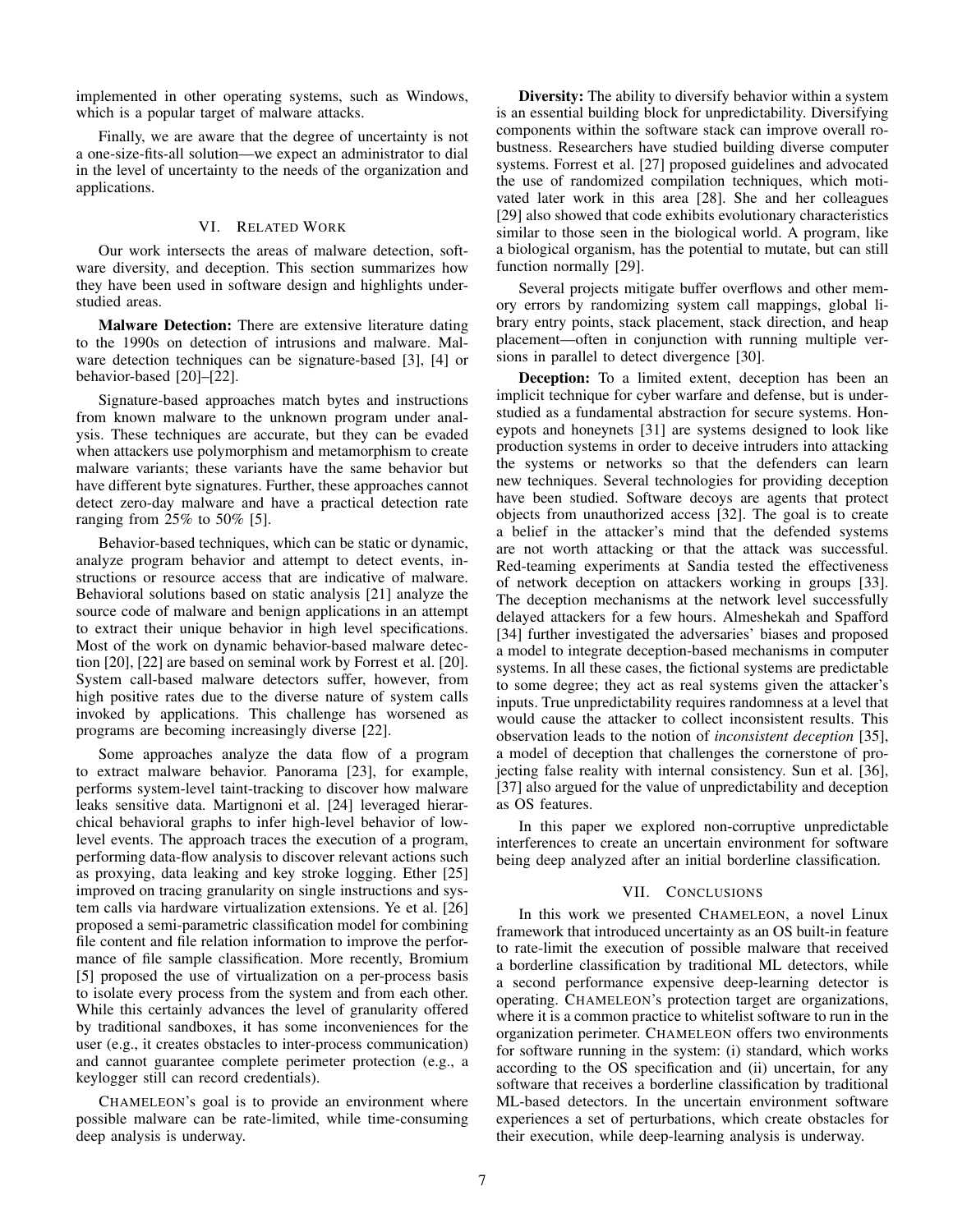implemented in other operating systems, such as Windows, which is a popular target of malware attacks.

Finally, we are aware that the degree of uncertainty is not a one-size-fits-all solution—we expect an administrator to dial in the level of uncertainty to the needs of the organization and applications.

## VI. Related Work

Our work intersects the areas of malware detection, software diversity, and deception. This section summarizes how they have been used in software design and highlights understudied areas.

**Malware Detection:** There are extensive literature dating to the 1990s on detection of intrusions and malware. Malware detection techniques can be signature-based [3], [4] or behavior-based [20]–[22].

Signature-based approaches match bytes and instructions from known malware to the unknown program under analysis. These techniques are accurate, but they can be evaded when attackers use polymorphism and metamorphism to create malware variants; these variants have the same behavior but have different byte signatures. Further, these approaches cannot detect zero-day malware and have a practical detection rate ranging from 25% to 50% [5].

Behavior-based techniques, which can be static or dynamic, analyze program behavior and attempt to detect events, instructions or resource access that are indicative of malware. Behavioral solutions based on static analysis [21] analyze the source code of malware and benign applications in an attempt to extract their unique behavior in high level specifications. Most of the work on dynamic behavior-based malware detection [20], [22] are based on seminal work by Forrest et al. [20]. System call-based malware detectors suffer, however, from high positive rates due to the diverse nature of system calls invoked by applications. This challenge has worsened as programs are becoming increasingly diverse [22].

Some approaches analyze the data flow of a program to extract malware behavior. Panorama [23], for example, performs system-level taint-tracking to discover how malware leaks sensitive data. Martignoni et al. [24] leveraged hierarchical behavioral graphs to infer high-level behavior of low-level events. The approach traces the execution of a program, performing data-flow analysis to discover relevant actions such as proxying, data leaking and key stroke logging. Ether [25] improved on tracing granularity on single instructions and system calls via hardware virtualization extensions. Ye et al. [26] proposed a semi-parametric classification model for combining file content and file relation information to improve the performance of file sample classification. More recently, Bromium [5] proposed the use of virtualization on a per-process basis to isolate every process from the system and from each other. While this certainly advances the level of granularity offered by traditional sandboxes, it has some inconveniences for the user (e.g., it creates obstacles to inter-process communication) and cannot guarantee complete perimeter protection (e.g., a keylogger still can record credentials).

CHAMELEON's goal is to provide an environment where possible malware can be rate-limited, while time-consuming deep analysis is underway.

**Diversity:** The ability to diversify behavior within a system is an essential building block for unpredictability. Diversifying components within the software stack can improve overall robustness. Researchers have studied building diverse computer systems. Forrest et al. [27] proposed guidelines and advocated the use of randomized compilation techniques, which motivated later work in this area [28]. She and her colleagues [29] also showed that code exhibits evolutionary characteristics similar to those seen in the biological world. A program, like a biological organism, has the potential to mutate, but can still function normally [29].

Several projects mitigate buffer overflows and other memory errors by randomizing system call mappings, global library entry points, stack placement, stack direction, and heap placement—often in conjunction with running multiple versions in parallel to detect divergence [30].

**Deception:** To a limited extent, deception has been an implicit technique for cyber warfare and defense, but is understudied as a fundamental abstraction for secure systems. Honeypots and honeynets [31] are systems designed to look like production systems in order to deceive intruders into attacking the systems or networks so that the defenders can learn new techniques. Several technologies for providing deception have been studied. Software decoys are agents that protect objects from unauthorized access [32]. The goal is to create a belief in the attacker's mind that the defended systems are not worth attacking or that the attack was successful. Red-teaming experiments at Sandia tested the effectiveness of network deception on attackers working in groups [33]. The deception mechanisms at the network level successfully delayed attackers for a few hours. Almeshekah and Spafford [34] further investigated the adversaries' biases and proposed a model to integrate deception-based mechanisms in computer systems. In all these cases, the fictional systems are predictable to some degree; they act as real systems given the attacker's inputs. True unpredictability requires randomness at a level that would cause the attacker to collect inconsistent results. This observation leads to the notion of *inconsistent deception* [35], a model of deception that challenges the cornerstone of projecting false reality with internal consistency. Sun et al. [36], [37] also argued for the value of unpredictability and deception as OS features.

In this paper we explored non-corruptive unpredictable interferences to create an uncertain environment for software being deep analyzed after an initial borderline classification.

## VII. Conclusions

In this work we presented CHAMELEON, a novel Linux framework that introduced uncertainty as an OS built-in feature to rate-limit the execution of possible malware that received a borderline classification by traditional ML detectors, while a second performance expensive deep-learning detector is operating. CHAMELEON's protection target are organizations, where it is a common practice to whitelist software to run in the organization perimeter. CHAMELEON offers two environments for software running in the system: (i) standard, which works according to the OS specification and (ii) uncertain, for any software that receives a borderline classification by traditional ML-based detectors. In the uncertain environment software experiences a set of perturbations, which create obstacles for their execution, while deep-learning analysis is underway.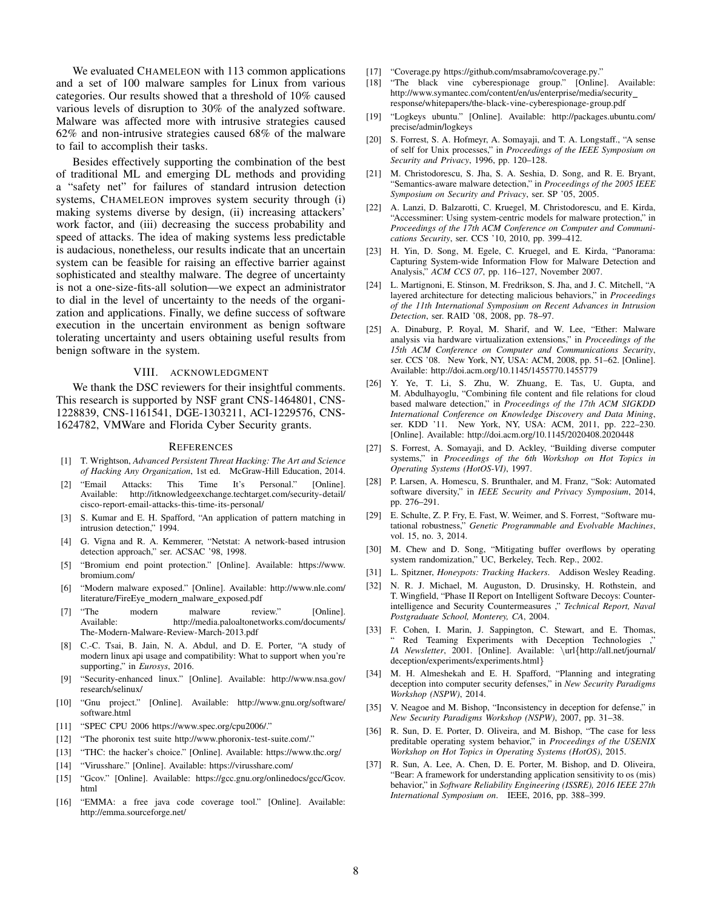We evaluated CHAMELEON with 113 common applications and a set of 100 malware samples for Linux from various categories. Our results showed that a threshold of 10% caused various levels of disruption to 30% of the analyzed software. Malware was affected more with intrusive strategies caused 62% and non-intrusive strategies caused 68% of the malware to fail to accomplish their tasks.

Besides effectively supporting the combination of the best of traditional ML and emerging DL methods and providing a "safety net" for failures of standard intrusion detection systems, CHAMELEON improves system security through (i) making systems diverse by design, (ii) increasing attackers' work factor, and (iii) decreasing the success probability and speed of attacks. The idea of making systems less predictable is audacious, nonetheless, our results indicate that an uncertain system can be feasible for raising an effective barrier against sophisticated and stealthy malware. The degree of uncertainty is not a one-size-fits-all solution—we expect an administrator to dial in the level of uncertainty to the needs of the organization and applications. Finally, we define success of software execution in the uncertain environment as benign software tolerating uncertainty and users obtaining useful results from benign software in the system.

## VIII. ACKNOWLEDGMENT

We thank the DSC reviewers for their insightful comments. This research is supported by NSF grant CNS-1464801, CNS-1228839, CNS-1161541, DGE-1303211, ACI-1229576, CNS-1624782, VMWare and Florida Cyber Security grants.

## REFERENCES

[1] T. Wrightson, *Advanced Persistent Threat Hacking: The Art and Science of Hacking Any Organization*, 1st ed. McGraw-Hill Education, 2014.

[2] "Email Attacks: This Time It's Personal." [Online]. Available: http://itknowledgeexchange.techtarget.com/security-detail/cisco-report-email-attacks-this-time-its-personal/

[3] S. Kumar and E. H. Spafford, "An application of pattern matching in intrusion detection," 1994.

[4] G. Vigna and R. A. Kemmerer, "Netstat: A network-based intrusion detection approach," ser. ACSAC '98, 1998.

[5] "Bromium end point protection." [Online]. Available: https://www.bromium.com/

[6] "Modern malware exposed." [Online]. Available: http://www.nle.com/literature/FireEye_modern_malware_exposed.pdf

[7] "The modern malware review." [Online]. Available: http://media.paloaltonetworks.com/documents/The-Modern-Malware-Review-March-2013.pdf

[8] C.-C. Tsai, B. Jain, N. A. Abdul, and D. E. Porter, "A study of modern linux api usage and compatibility: What to support when you're supporting," in *Eurosys*, 2016.

[9] "Security-enhanced linux." [Online]. Available: http://www.nsa.gov/research/selinux/

[10] "Gnu project." [Online]. Available: http://www.gnu.org/software/software.html

[11] "SPEC CPU 2006 https://www.spec.org/cpu2006/."

[12] "The phoronix test suite http://www.phoronix-test-suite.com/."

[13] "THC: the hacker's choice." [Online]. Available: https://www.thc.org/

[14] "Virusshare." [Online]. Available: https://virusshare.com/

[15] "Gcov." [Online]. Available: https://gcc.gnu.org/onlinedocs/gcc/Gcov.html

[16] "EMMA: a free java code coverage tool." [Online]. Available: http://emma.sourceforge.net/

[17] "Coverage.py https://github.com/msabramo/coverage.py."

[18] "The black vine cyberespionage group." [Online]. Available: http://www.symantec.com/content/en/us/enterprise/media/security_response/whitepapers/the-black-vine-cyberespionage-group.pdf

[19] "Logkeys ubuntu." [Online]. Available: http://packages.ubuntu.com/precise/admin/logkeys

[20] S. Forrest, S. A. Hofmeyr, A. Somayaji, and T. A. Longstaff., "A sense of self for Unix processes," in *Proceedings of the IEEE Symposium on Security and Privacy*, 1996, pp. 120–128.

[21] M. Christodorescu, S. Jha, S. A. Seshia, D. Song, and R. E. Bryant, "Semantics-aware malware detection," in *Proceedings of the 2005 IEEE Symposium on Security and Privacy*, ser. SP '05, 2005.

[22] A. Lanzi, D. Balzarotti, C. Kruegel, M. Christodorescu, and E. Kirda, "Accessminer: Using system-centric models for malware protection," in *Proceedings of the 17th ACM Conference on Computer and Communications Security*, ser. CCS '10, 2010, pp. 399–412.

[23] H. Yin, D. Song, M. Egele, C. Kruegel, and E. Kirda, "Panorama: Capturing System-wide Information Flow for Malware Detection and Analysis," *ACM CCS 07*, pp. 116–127, November 2007.

[24] L. Martignoni, E. Stinson, M. Fredrikson, S. Jha, and J. C. Mitchell, "A layered architecture for detecting malicious behaviors," in *Proceedings of the 11th International Symposium on Recent Advances in Intrusion Detection*, ser. RAID '08, 2008, pp. 78–97.

[25] A. Dinaburg, P. Royal, M. Sharif, and W. Lee, "Ether: Malware analysis via hardware virtualization extensions," in *Proceedings of the 15th ACM Conference on Computer and Communications Security*, ser. CCS '08. New York, NY, USA: ACM, 2008, pp. 51–62. [Online]. Available: http://doi.acm.org/10.1145/1455770.1455779

[26] Y. Ye, T. Li, S. Zhu, W. Zhuang, E. Tas, U. Gupta, and M. Abdulhayoglu, "Combining file content and file relations for cloud based malware detection," in *Proceedings of the 17th ACM SIGKDD International Conference on Knowledge Discovery and Data Mining*, ser. KDD '11. New York, NY, USA: ACM, 2011, pp. 222–230. [Online]. Available: http://doi.acm.org/10.1145/2020408.2020448

[27] S. Forrest, A. Somayaji, and D. Ackley, "Building diverse computer systems," in *Proceedings of the 6th Workshop on Hot Topics in Operating Systems (HotOS-VI)*, 1997.

[28] P. Larsen, A. Homescu, S. Brunthaler, and M. Franz, "Sok: Automated software diversity," in *IEEE Security and Privacy Symposium*, 2014, pp. 276–291.

[29] E. Schulte, Z. P. Fry, E. Fast, W. Weimer, and S. Forrest, "Software mutational robustness," *Genetic Programmable and Evolvable Machines*, vol. 15, no. 3, 2014.

[30] M. Chew and D. Song, "Mitigating buffer overflows by operating system randomization," UC, Berkeley, Tech. Rep., 2002.

[31] L. Spitzner, *Honeypots: Tracking Hackers*. Addison Wesley Reading.

[32] N. R. J. Michael, M. Auguston, D. Drusinsky, H. Rothstein, and T. Wingfield, "Phase II Report on Intelligent Software Decoys: Counterintelligence and Security Countermeasures ," *Technical Report, Naval Postgraduate School, Monterey, CA*, 2004.

[33] F. Cohen, I. Marin, J. Sappington, C. Stewart, and E. Thomas, " Red Teaming Experiments with Deception Technologies ," *IA Newsletter*, 2001. [Online]. Available: \url{http://all.net/journal/deception/experiments/experiments.html}

[34] M. H. Almeshekah and E. H. Spafford, "Planning and integrating deception into computer security defenses," in *New Security Paradigms Workshop (NSPW)*, 2014.

[35] V. Neagoe and M. Bishop, "Inconsistency in deception for defense," in *New Security Paradigms Workshop (NSPW)*, 2007, pp. 31–38.

[36] R. Sun, D. E. Porter, D. Oliveira, and M. Bishop, "The case for less preditable operating system behavior," in *Proceedings of the USENIX Workshop on Hot Topics in Operating Systems (HotOS)*, 2015.

[37] R. Sun, A. Lee, A. Chen, D. E. Porter, M. Bishop, and D. Oliveira, "Bear: A framework for understanding application sensitivity to os (mis) behavior," in *Software Reliability Engineering (ISSRE), 2016 IEEE 27th International Symposium on*. IEEE, 2016, pp. 388–399.